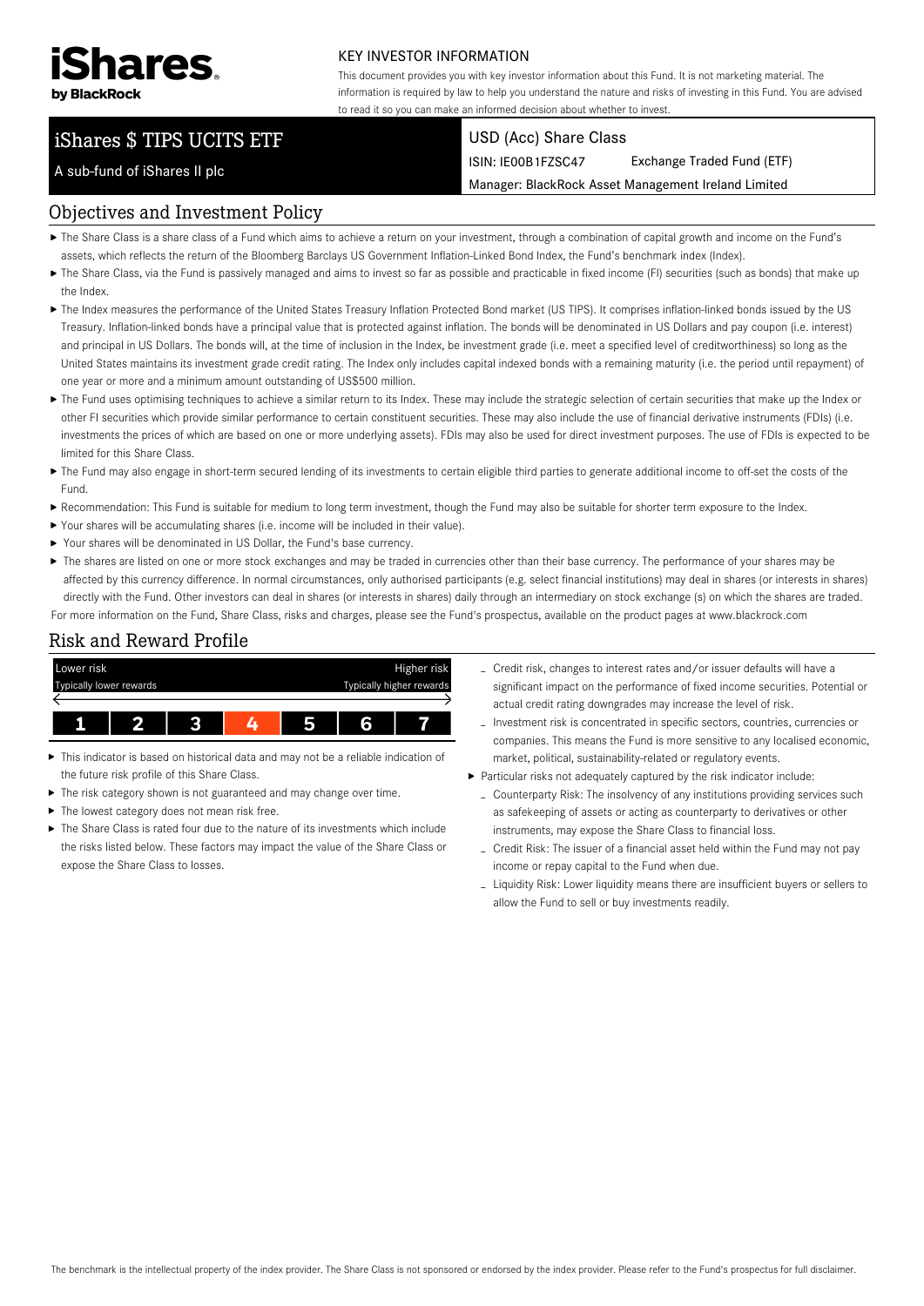iShares by BlackRock

## KEY INVESTOR INFORMATION

This document provides you with key investor information about this Fund. It is not marketing material. The information is required by law to help you understand the nature and risks of investing in this Fund. You are advised to read it so you can make an informed decision about whether to invest.

# iShares $ TIPS UCITS ETF

A sub-fund of iShares II plc

USD (Acc) Share Class

ISIN: IE00B1FZSC47 | Exchange Traded Fund (ETF)

Manager: BlackRock Asset Management Ireland Limited

## Objectives and Investment Policy

- The Share Class is a share class of a Fund which aims to achieve a return on your investment, through a combination of capital growth and income on the Fund's assets, which reflects the return of the Bloomberg Barclays US Government Inflation-Linked Bond Index, the Fund's benchmark index (Index).
- The Share Class, via the Fund is passively managed and aims to invest so far as possible and practicable in fixed income (FI) securities (such as bonds) that make up the Index.
- The Index measures the performance of the United States Treasury Inflation Protected Bond market (US TIPS). It comprises inflation-linked bonds issued by the US Treasury. Inflation-linked bonds have a principal value that is protected against inflation. The bonds will be denominated in US Dollars and pay coupon (i.e. interest) and principal in US Dollars. The bonds will, at the time of inclusion in the Index, be investment grade (i.e. meet a specified level of creditworthiness) so long as the United States maintains its investment grade credit rating. The Index only includes capital indexed bonds with a remaining maturity (i.e. the period until repayment) of one year or more and a minimum amount outstanding of US$500 million.
- The Fund uses optimising techniques to achieve a similar return to its Index. These may include the strategic selection of certain securities that make up the Index or other FI securities which provide similar performance to certain constituent securities. These may also include the use of financial derivative instruments (FDIs) (i.e. investments the prices of which are based on one or more underlying assets). FDIs may also be used for direct investment purposes. The use of FDIs is expected to be limited for this Share Class.
- The Fund may also engage in short-term secured lending of its investments to certain eligible third parties to generate additional income to off-set the costs of the Fund.
- Recommendation: This Fund is suitable for medium to long term investment, though the Fund may also be suitable for shorter term exposure to the Index.
- Your shares will be accumulating shares (i.e. income will be included in their value).
- Your shares will be denominated in US Dollar, the Fund's base currency.
- The shares are listed on one or more stock exchanges and may be traded in currencies other than their base currency. The performance of your shares may be affected by this currency difference. In normal circumstances, only authorised participants (e.g. select financial institutions) may deal in shares (or interests in shares) directly with the Fund. Other investors can deal in shares (or interests in shares) daily through an intermediary on stock exchange (s) on which the shares are traded.

For more information on the Fund, Share Class, risks and charges, please see the Fund's prospectus, available on the product pages at www.blackrock.com

## Risk and Reward Profile

| Lower risk<br>Typically lower rewards | | | | | | Higher risk<br>Typically higher rewards |
|---|---|---|---|---|---|---|
| 1 | 2 | 3 | **4** | 5 | 6 | 7 |

- This indicator is based on historical data and may not be a reliable indication of the future risk profile of this Share Class.
- The risk category shown is not guaranteed and may change over time.
- The lowest category does not mean risk free.
- The Share Class is rated four due to the nature of its investments which include the risks listed below. These factors may impact the value of the Share Class or expose the Share Class to losses.
  - Credit risk, changes to interest rates and/or issuer defaults will have a significant impact on the performance of fixed income securities. Potential or actual credit rating downgrades may increase the level of risk.
  - Investment risk is concentrated in specific sectors, countries, currencies or companies. This means the Fund is more sensitive to any localised economic, market, political, sustainability-related or regulatory events.
- Particular risks not adequately captured by the risk indicator include:
  - Counterparty Risk: The insolvency of any institutions providing services such as safekeeping of assets or acting as counterparty to derivatives or other instruments, may expose the Share Class to financial loss.
  - Credit Risk: The issuer of a financial asset held within the Fund may not pay income or repay capital to the Fund when due.
  - Liquidity Risk: Lower liquidity means there are insufficient buyers or sellers to allow the Fund to sell or buy investments readily.

The benchmark is the intellectual property of the index provider. The Share Class is not sponsored or endorsed by the index provider. Please refer to the Fund's prospectus for full disclaimer.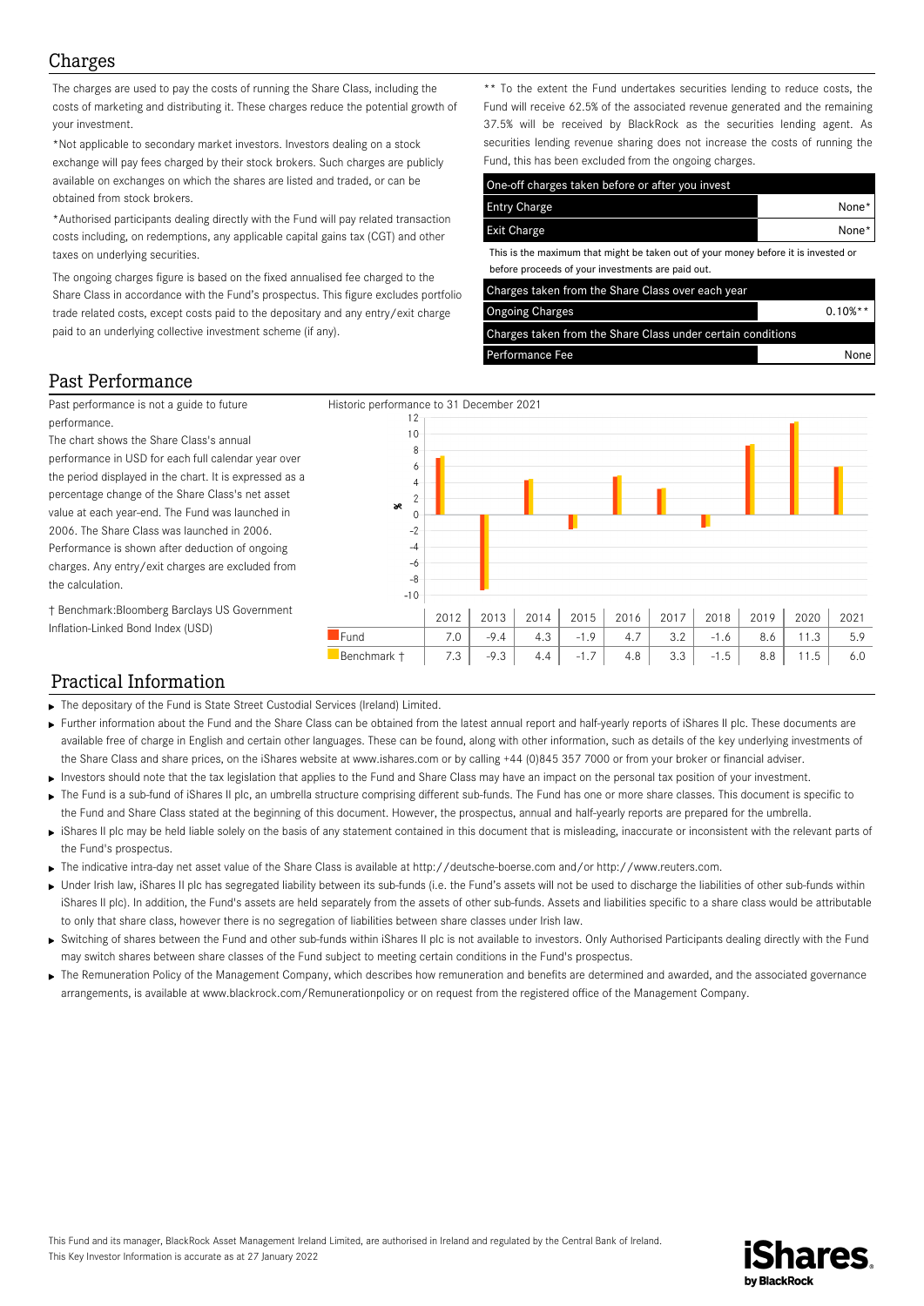## Charges

The charges are used to pay the costs of running the Share Class, including the costs of marketing and distributing it. These charges reduce the potential growth of your investment.

*Not applicable to secondary market investors. Investors dealing on a stock exchange will pay fees charged by their stock brokers. Such charges are publicly available on exchanges on which the shares are listed and traded, or can be obtained from stock brokers.

*Authorised participants dealing directly with the Fund will pay related transaction costs including, on redemptions, any applicable capital gains tax (CGT) and other taxes on underlying securities.

The ongoing charges figure is based on the fixed annualised fee charged to the Share Class in accordance with the Fund's prospectus. This figure excludes portfolio trade related costs, except costs paid to the depositary and any entry/exit charge paid to an underlying collective investment scheme (if any).

** To the extent the Fund undertakes securities lending to reduce costs, the Fund will receive 62.5% of the associated revenue generated and the remaining 37.5% will be received by BlackRock as the securities lending agent. As securities lending revenue sharing does not increase the costs of running the Fund, this has been excluded from the ongoing charges.

| One-off charges taken before or after you invest | |
|---|---|
| Entry Charge | None* |
| Exit Charge | None* |

This is the maximum that might be taken out of your money before it is invested or before proceeds of your investments are paid out.

| Charges taken from the Share Class over each year | |
|---|---|
| Ongoing Charges | 0.10%** |

| Charges taken from the Share Class under certain conditions | |
|---|---|
| Performance Fee | None |

## Past Performance

Past performance is not a guide to future performance.

The chart shows the Share Class's annual performance in USD for each full calendar year over the period displayed in the chart. It is expressed as a percentage change of the Share Class's net asset value at each year-end. The Fund was launched in 2006. The Share Class was launched in 2006.

Performance is shown after deduction of ongoing charges. Any entry/exit charges are excluded from the calculation.

† Benchmark:Bloomberg Barclays US Government Inflation-Linked Bond Index (USD)

Historic performance to 31 December 2021

%

12
10
8
6
4
2
0
-2
-4
-6
-8
-10

| | 2012 | 2013 | 2014 | 2015 | 2016 | 2017 | 2018 | 2019 | 2020 | 2021 |
|---|---|---|---|---|---|---|---|---|---|---|
| Fund | 7.0 | -9.4 | 4.3 | -1.9 | 4.7 | 3.2 | -1.6 | 8.6 | 11.3 | 5.9 |
| Benchmark † | 7.3 | -9.3 | 4.4 | -1.7 | 4.8 | 3.3 | -1.5 | 8.8 | 11.5 | 6.0 |

## Practical Information

- The depositary of the Fund is State Street Custodial Services (Ireland) Limited.
- Further information about the Fund and the Share Class can be obtained from the latest annual report and half-yearly reports of iShares II plc. These documents are available free of charge in English and certain other languages. These can be found, along with other information, such as details of the key underlying investments of the Share Class and share prices, on the iShares website at www.ishares.com or by calling +44 (0)845 357 7000 or from your broker or financial adviser.
- Investors should note that the tax legislation that applies to the Fund and Share Class may have an impact on the personal tax position of your investment.
- The Fund is a sub-fund of iShares II plc, an umbrella structure comprising different sub-funds. The Fund has one or more share classes. This document is specific to the Fund and Share Class stated at the beginning of this document. However, the prospectus, annual and half-yearly reports are prepared for the umbrella.
- iShares II plc may be held liable solely on the basis of any statement contained in this document that is misleading, inaccurate or inconsistent with the relevant parts of the Fund's prospectus.
- The indicative intra-day net asset value of the Share Class is available at http://deutsche-boerse.com and/or http://www.reuters.com.
- Under Irish law, iShares II plc has segregated liability between its sub-funds (i.e. the Fund's assets will not be used to discharge the liabilities of other sub-funds within iShares II plc). In addition, the Fund's assets are held separately from the assets of other sub-funds. Assets and liabilities specific to a share class would be attributable to only that share class, however there is no segregation of liabilities between share classes under Irish law.
- Switching of shares between the Fund and other sub-funds within iShares II plc is not available to investors. Only Authorised Participants dealing directly with the Fund may switch shares between share classes of the Fund subject to meeting certain conditions in the Fund's prospectus.
- The Remuneration Policy of the Management Company, which describes how remuneration and benefits are determined and awarded, and the associated governance arrangements, is available at www.blackrock.com/Remunerationpolicy or on request from the registered office of the Management Company.

This Fund and its manager, BlackRock Asset Management Ireland Limited, are authorised in Ireland and regulated by the Central Bank of Ireland.
This Key Investor Information is accurate as at 27 January 2022